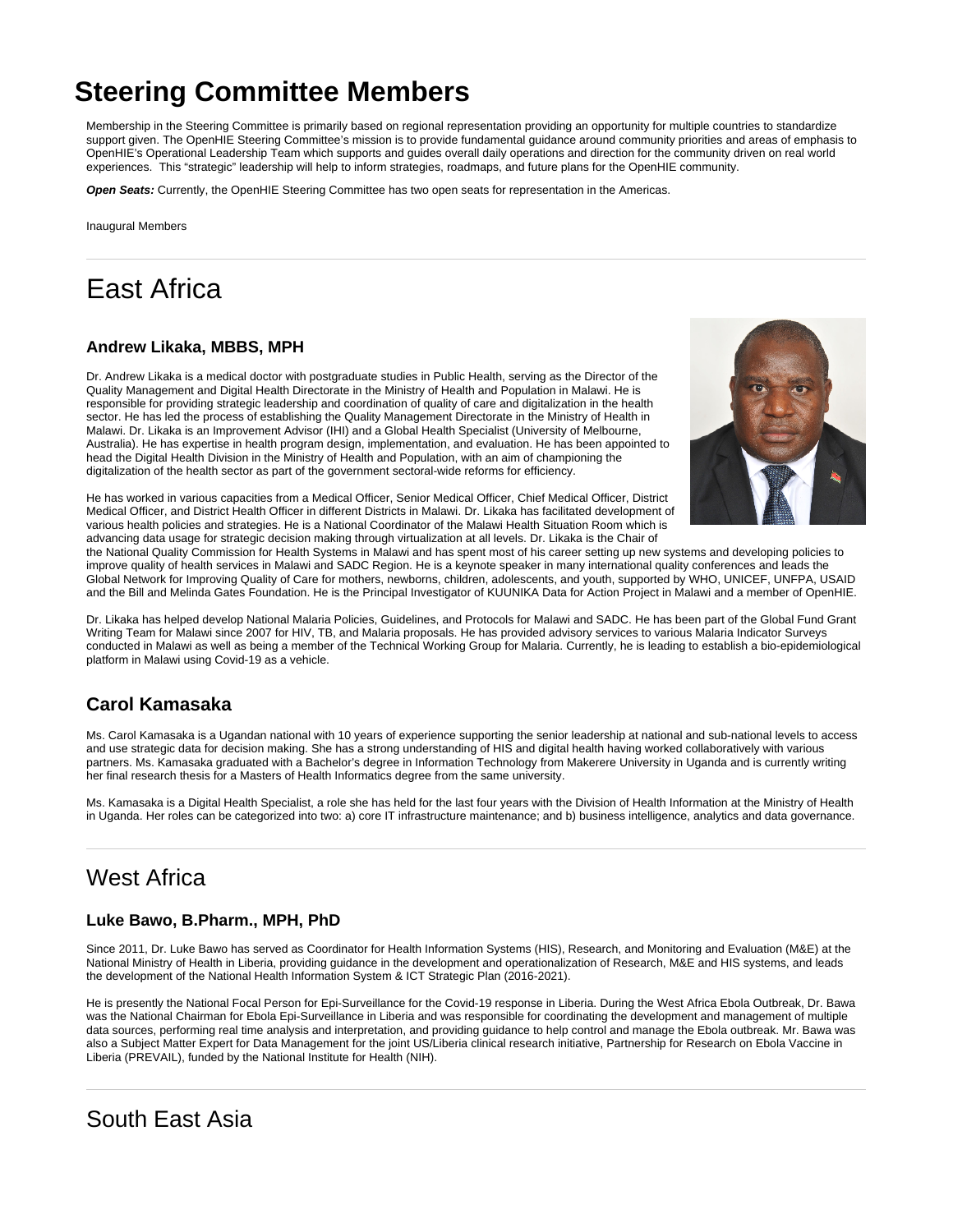# Steering Committee Members

Membership in the Steering Committee is primarily based on regional representation providing an opportunity for multiple countries to standardize support given. The OpenHIE Steering Committee's mission is to provide fundamental guidance around community priorities and areas of emphasis to OpenHIE's Operational Leadership Team which supports and guides overall daily operations and direction for the community driven on real world experiences. This "strategic" leadership will help to inform strategies, roadmaps, and future plans for the OpenHIE community.

***Open Seats:*** Currently, the OpenHIE Steering Committee has two open seats for representation in the Americas.

Inaugural Members

---

## East Africa

### Andrew Likaka, MBBS, MPH

Dr. Andrew Likaka is a medical doctor with postgraduate studies in Public Health, serving as the Director of the Quality Management and Digital Health Directorate in the Ministry of Health and Population in Malawi. He is responsible for providing strategic leadership and coordination of quality of care and digitalization in the health sector. He has led the process of establishing the Quality Management Directorate in the Ministry of Health in Malawi. Dr. Likaka is an Improvement Advisor (IHI) and a Global Health Specialist (University of Melbourne, Australia). He has expertise in health program design, implementation, and evaluation. He has been appointed to head the Digital Health Division in the Ministry of Health and Population, with an aim of championing the digitalization of the health sector as part of the government sectoral-wide reforms for efficiency.

He has worked in various capacities from a Medical Officer, Senior Medical Officer, Chief Medical Officer, District Medical Officer, and District Health Officer in different Districts in Malawi. Dr. Likaka has facilitated development of various health policies and strategies. He is a National Coordinator of the Malawi Health Situation Room which is advancing data usage for strategic decision making through virtualization at all levels. Dr. Likaka is the Chair of the National Quality Commission for Health Systems in Malawi and has spent most of his career setting up new systems and developing policies to improve quality of health services in Malawi and SADC Region. He is a keynote speaker in many international quality conferences and leads the Global Network for Improving Quality of Care for mothers, newborns, children, adolescents, and youth, supported by WHO, UNICEF, UNFPA, USAID and the Bill and Melinda Gates Foundation. He is the Principal Investigator of KUUNIKA Data for Action Project in Malawi and a member of OpenHIE.

Dr. Likaka has helped develop National Malaria Policies, Guidelines, and Protocols for Malawi and SADC. He has been part of the Global Fund Grant Writing Team for Malawi since 2007 for HIV, TB, and Malaria proposals. He has provided advisory services to various Malaria Indicator Surveys conducted in Malawi as well as being a member of the Technical Working Group for Malaria. Currently, he is leading to establish a bio-epidemiological platform in Malawi using Covid-19 as a vehicle.

### Carol Kamasaka

Ms. Carol Kamasaka is a Ugandan national with 10 years of experience supporting the senior leadership at national and sub-national levels to access and use strategic data for decision making. She has a strong understanding of HIS and digital health having worked collaboratively with various partners. Ms. Kamasaka graduated with a Bachelor's degree in Information Technology from Makerere University in Uganda and is currently writing her final research thesis for a Masters of Health Informatics degree from the same university.

Ms. Kamasaka is a Digital Health Specialist, a role she has held for the last four years with the Division of Health Information at the Ministry of Health in Uganda. Her roles can be categorized into two: a) core IT infrastructure maintenance; and b) business intelligence, analytics and data governance.

---

## West Africa

### Luke Bawo, B.Pharm., MPH, PhD

Since 2011, Dr. Luke Bawo has served as Coordinator for Health Information Systems (HIS), Research, and Monitoring and Evaluation (M&E) at the National Ministry of Health in Liberia, providing guidance in the development and operationalization of Research, M&E and HIS systems, and leads the development of the National Health Information System & ICT Strategic Plan (2016-2021).

He is presently the National Focal Person for Epi-Surveillance for the Covid-19 response in Liberia. During the West Africa Ebola Outbreak, Dr. Bawa was the National Chairman for Ebola Epi-Surveillance in Liberia and was responsible for coordinating the development and management of multiple data sources, performing real time analysis and interpretation, and providing guidance to help control and manage the Ebola outbreak. Mr. Bawa was also a Subject Matter Expert for Data Management for the joint US/Liberia clinical research initiative, Partnership for Research on Ebola Vaccine in Liberia (PREVAIL), funded by the National Institute for Health (NIH).

---

## South East Asia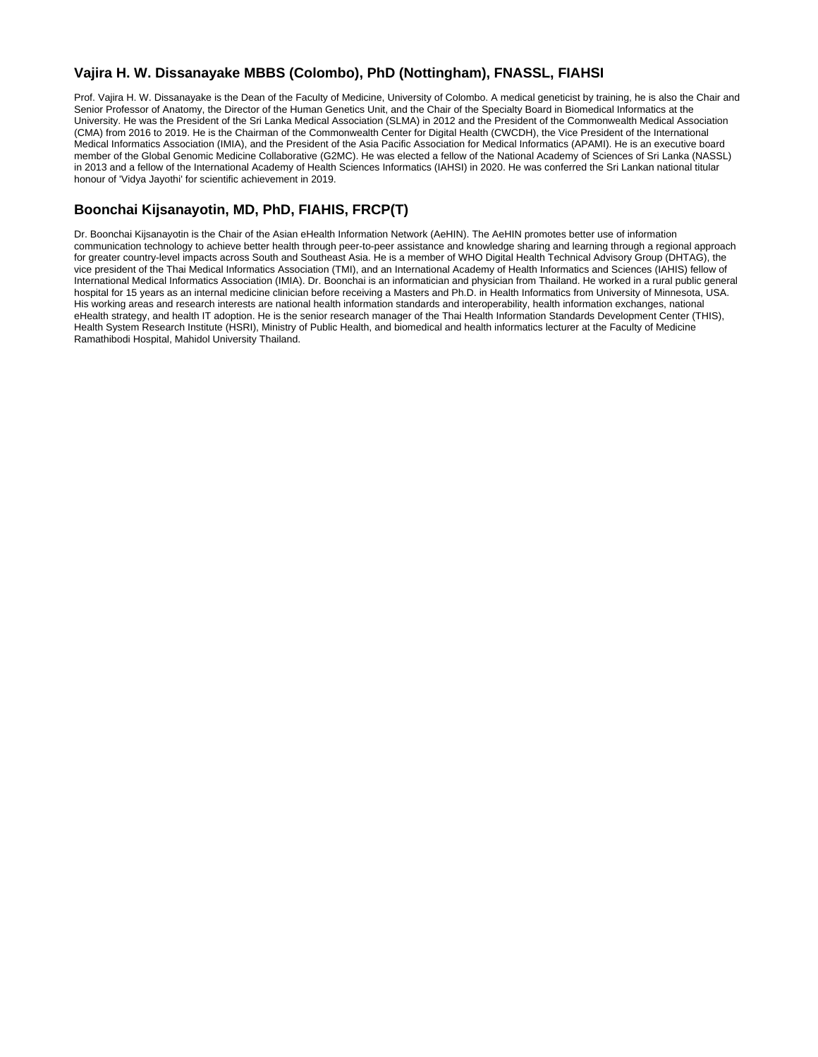## Vajira H. W. Dissanayake MBBS (Colombo), PhD (Nottingham), FNASSL, FIAHSI

Prof. Vajira H. W. Dissanayake is the Dean of the Faculty of Medicine, University of Colombo. A medical geneticist by training, he is also the Chair and Senior Professor of Anatomy, the Director of the Human Genetics Unit, and the Chair of the Specialty Board in Biomedical Informatics at the University. He was the President of the Sri Lanka Medical Association (SLMA) in 2012 and the President of the Commonwealth Medical Association (CMA) from 2016 to 2019. He is the Chairman of the Commonwealth Center for Digital Health (CWCDH), the Vice President of the International Medical Informatics Association (IMIA), and the President of the Asia Pacific Association for Medical Informatics (APAMI). He is an executive board member of the Global Genomic Medicine Collaborative (G2MC). He was elected a fellow of the National Academy of Sciences of Sri Lanka (NASSL) in 2013 and a fellow of the International Academy of Health Sciences Informatics (IAHSI) in 2020. He was conferred the Sri Lankan national titular honour of 'Vidya Jayothi' for scientific achievement in 2019.

## Boonchai Kijsanayotin, MD, PhD, FIAHIS, FRCP(T)

Dr. Boonchai Kijsanayotin is the Chair of the Asian eHealth Information Network (AeHIN). The AeHIN promotes better use of information communication technology to achieve better health through peer-to-peer assistance and knowledge sharing and learning through a regional approach for greater country-level impacts across South and Southeast Asia. He is a member of WHO Digital Health Technical Advisory Group (DHTAG), the vice president of the Thai Medical Informatics Association (TMI), and an International Academy of Health Informatics and Sciences (IAHIS) fellow of International Medical Informatics Association (IMIA). Dr. Boonchai is an informatician and physician from Thailand. He worked in a rural public general hospital for 15 years as an internal medicine clinician before receiving a Masters and Ph.D. in Health Informatics from University of Minnesota, USA. His working areas and research interests are national health information standards and interoperability, health information exchanges, national eHealth strategy, and health IT adoption. He is the senior research manager of the Thai Health Information Standards Development Center (THIS), Health System Research Institute (HSRI), Ministry of Public Health, and biomedical and health informatics lecturer at the Faculty of Medicine Ramathibodi Hospital, Mahidol University Thailand.